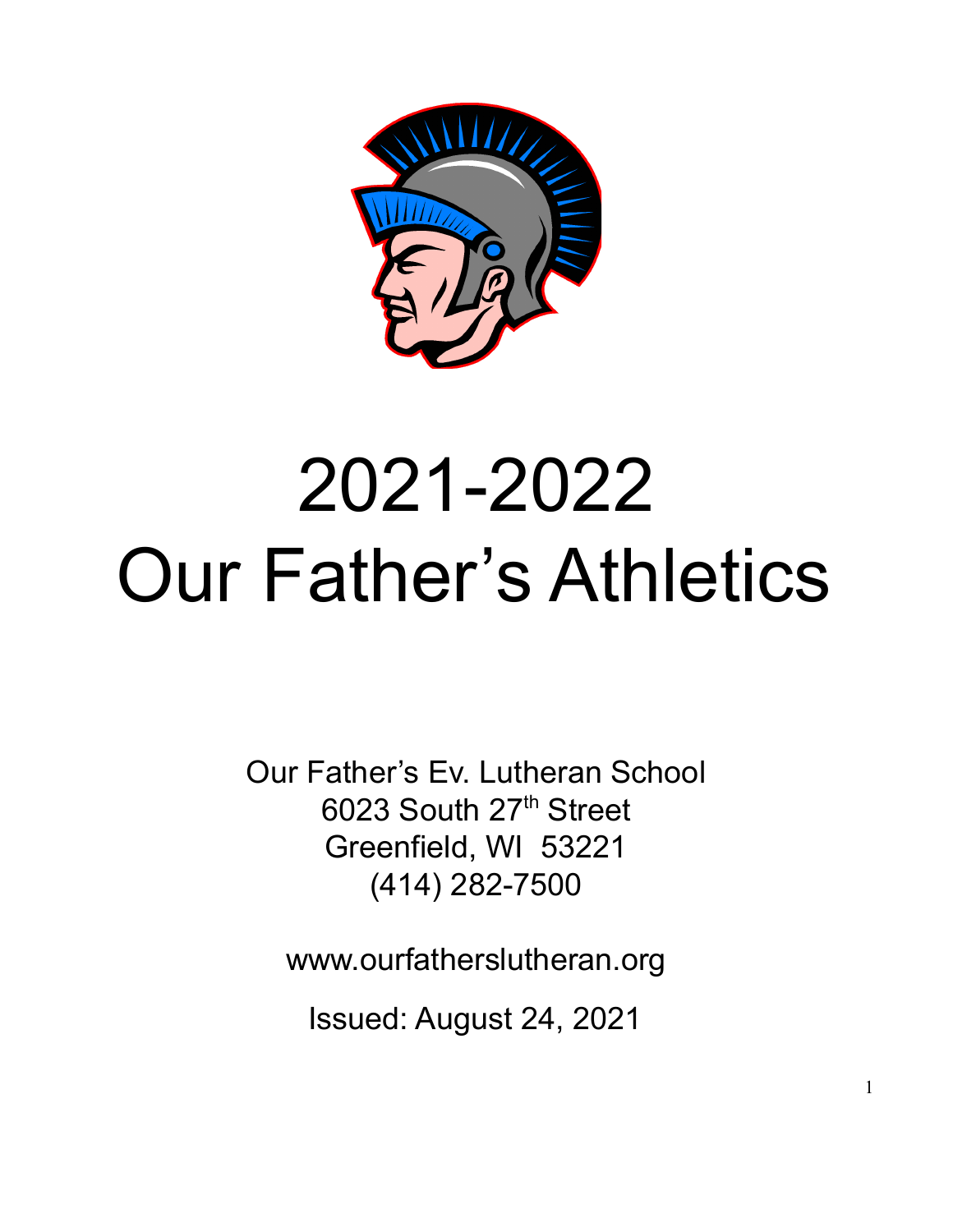# 2021-2022
# Our Father's Athletics

Our Father's Ev. Lutheran School
6023 South 27th Street
Greenfield, WI 53221
(414) 282-7500

www.ourfatherslutheran.org

Issued: August 24, 2021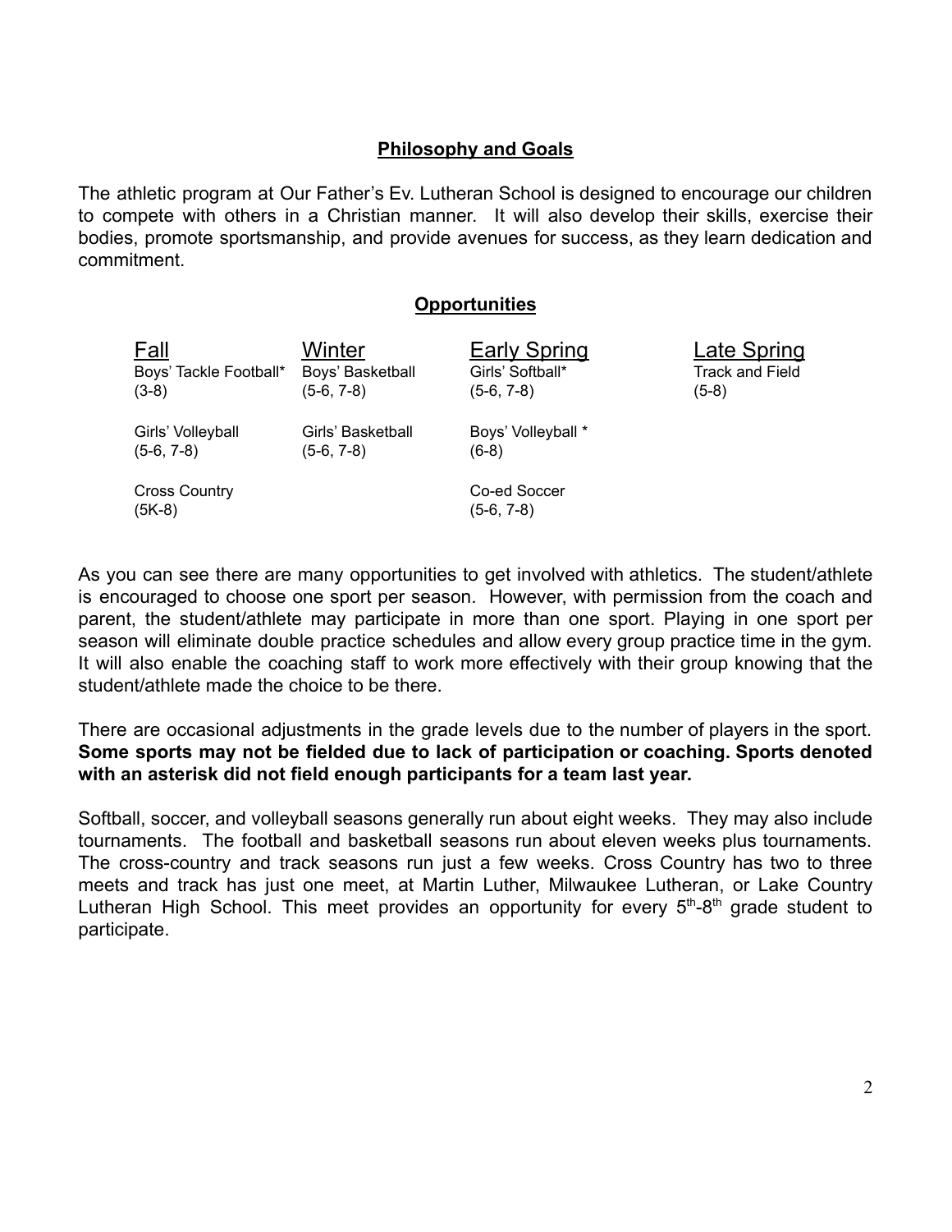## Philosophy and Goals

The athletic program at Our Father's Ev. Lutheran School is designed to encourage our children to compete with others in a Christian manner. It will also develop their skills, exercise their bodies, promote sportsmanship, and provide avenues for success, as they learn dedication and commitment.

## Opportunities

| Fall | Winter | Early Spring | Late Spring |
|---|---|---|---|
| Boys' Tackle Football* (3-8) | Boys' Basketball (5-6, 7-8) | Girls' Softball* (5-6, 7-8) | Track and Field (5-8) |
| Girls' Volleyball (5-6, 7-8) | Girls' Basketball (5-6, 7-8) | Boys' Volleyball * (6-8) | |
| Cross Country (5K-8) | | Co-ed Soccer (5-6, 7-8) | |

As you can see there are many opportunities to get involved with athletics. The student/athlete is encouraged to choose one sport per season. However, with permission from the coach and parent, the student/athlete may participate in more than one sport. Playing in one sport per season will eliminate double practice schedules and allow every group practice time in the gym. It will also enable the coaching staff to work more effectively with their group knowing that the student/athlete made the choice to be there.

There are occasional adjustments in the grade levels due to the number of players in the sport. **Some sports may not be fielded due to lack of participation or coaching. Sports denoted with an asterisk did not field enough participants for a team last year.**

Softball, soccer, and volleyball seasons generally run about eight weeks. They may also include tournaments. The football and basketball seasons run about eleven weeks plus tournaments. The cross-country and track seasons run just a few weeks. Cross Country has two to three meets and track has just one meet, at Martin Luther, Milwaukee Lutheran, or Lake Country Lutheran High School. This meet provides an opportunity for every 5th-8th grade student to participate.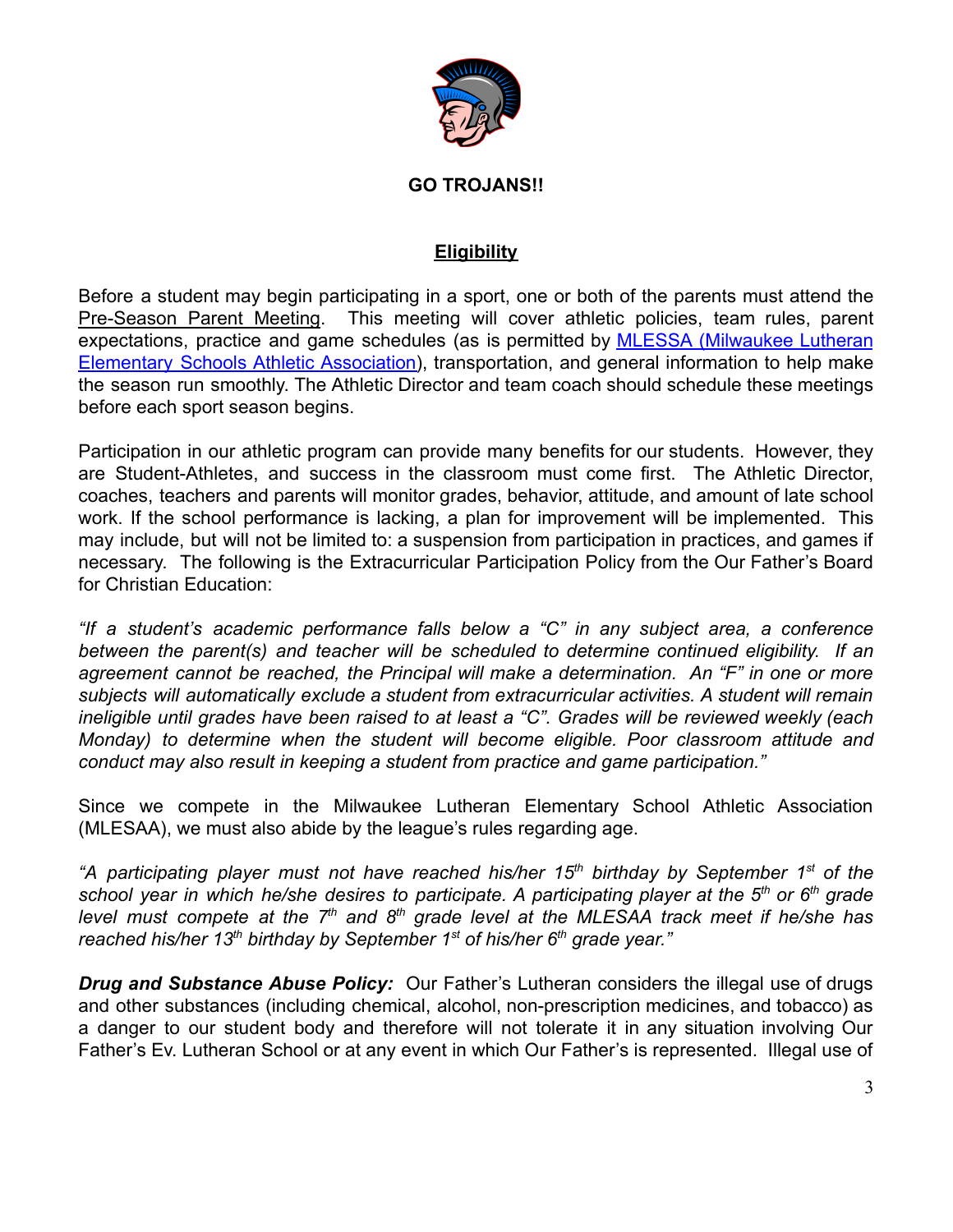**GO TROJANS!!**

## Eligibility

Before a student may begin participating in a sport, one or both of the parents must attend the Pre-Season Parent Meeting. This meeting will cover athletic policies, team rules, parent expectations, practice and game schedules (as is permitted by MLESSA (Milwaukee Lutheran Elementary Schools Athletic Association), transportation, and general information to help make the season run smoothly. The Athletic Director and team coach should schedule these meetings before each sport season begins.

Participation in our athletic program can provide many benefits for our students. However, they are Student-Athletes, and success in the classroom must come first. The Athletic Director, coaches, teachers and parents will monitor grades, behavior, attitude, and amount of late school work. If the school performance is lacking, a plan for improvement will be implemented. This may include, but will not be limited to: a suspension from participation in practices, and games if necessary. The following is the Extracurricular Participation Policy from the Our Father's Board for Christian Education:

*"If a student's academic performance falls below a "C" in any subject area, a conference between the parent(s) and teacher will be scheduled to determine continued eligibility. If an agreement cannot be reached, the Principal will make a determination. An "F" in one or more subjects will automatically exclude a student from extracurricular activities. A student will remain ineligible until grades have been raised to at least a "C". Grades will be reviewed weekly (each Monday) to determine when the student will become eligible. Poor classroom attitude and conduct may also result in keeping a student from practice and game participation."*

Since we compete in the Milwaukee Lutheran Elementary School Athletic Association (MLESAA), we must also abide by the league's rules regarding age.

*"A participating player must not have reached his/her 15th birthday by September 1st of the school year in which he/she desires to participate. A participating player at the 5th or 6th grade level must compete at the 7th and 8th grade level at the MLESAA track meet if he/she has reached his/her 13th birthday by September 1st of his/her 6th grade year."*

***Drug and Substance Abuse Policy:*** Our Father's Lutheran considers the illegal use of drugs and other substances (including chemical, alcohol, non-prescription medicines, and tobacco) as a danger to our student body and therefore will not tolerate it in any situation involving Our Father's Ev. Lutheran School or at any event in which Our Father's is represented. Illegal use of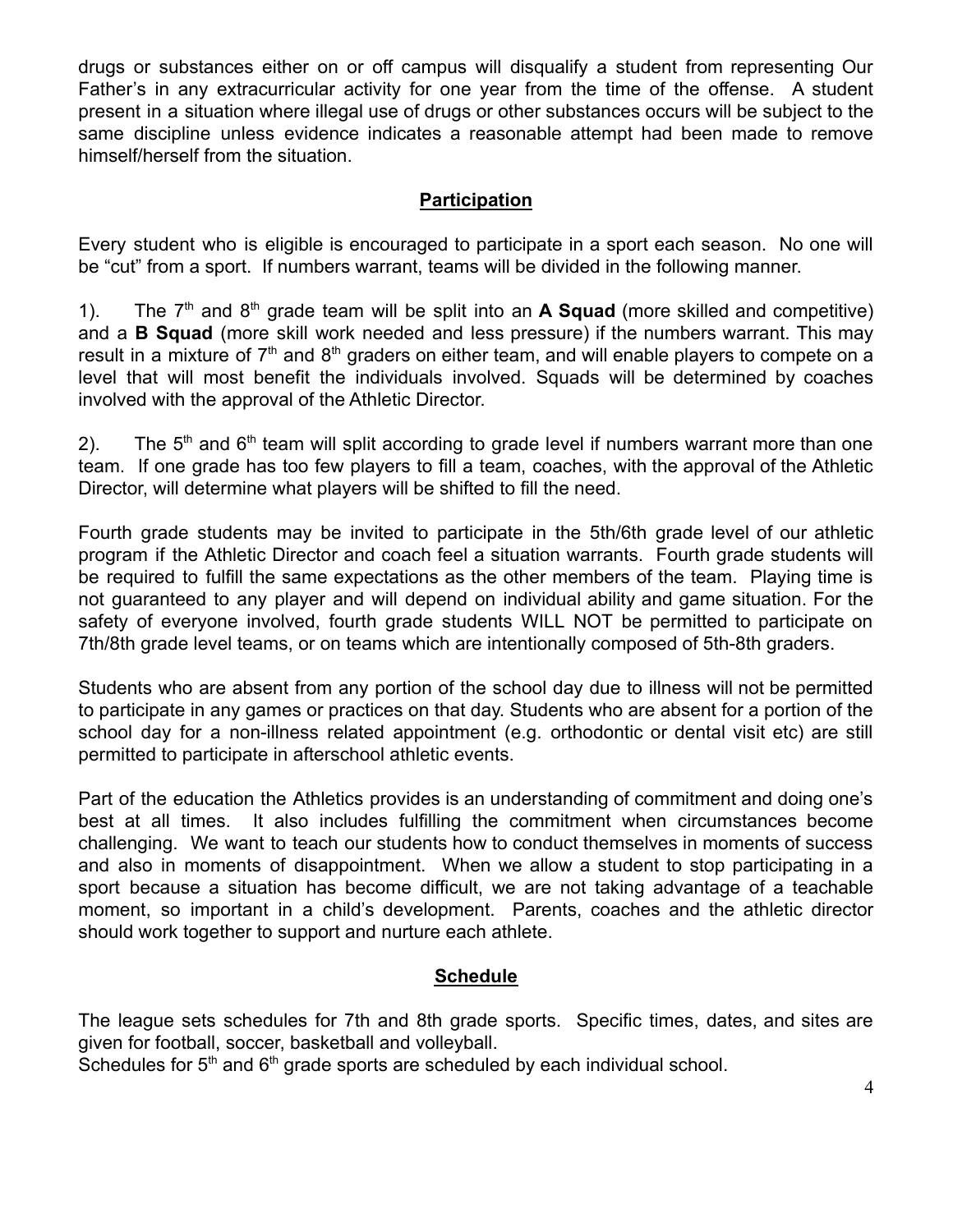drugs or substances either on or off campus will disqualify a student from representing Our Father's in any extracurricular activity for one year from the time of the offense. A student present in a situation where illegal use of drugs or other substances occurs will be subject to the same discipline unless evidence indicates a reasonable attempt had been made to remove himself/herself from the situation.

## Participation

Every student who is eligible is encouraged to participate in a sport each season. No one will be "cut" from a sport. If numbers warrant, teams will be divided in the following manner.

1). The 7th and 8th grade team will be split into an **A Squad** (more skilled and competitive) and a **B Squad** (more skill work needed and less pressure) if the numbers warrant. This may result in a mixture of 7th and 8th graders on either team, and will enable players to compete on a level that will most benefit the individuals involved. Squads will be determined by coaches involved with the approval of the Athletic Director.

2). The 5th and 6th team will split according to grade level if numbers warrant more than one team. If one grade has too few players to fill a team, coaches, with the approval of the Athletic Director, will determine what players will be shifted to fill the need.

Fourth grade students may be invited to participate in the 5th/6th grade level of our athletic program if the Athletic Director and coach feel a situation warrants. Fourth grade students will be required to fulfill the same expectations as the other members of the team. Playing time is not guaranteed to any player and will depend on individual ability and game situation. For the safety of everyone involved, fourth grade students WILL NOT be permitted to participate on 7th/8th grade level teams, or on teams which are intentionally composed of 5th-8th graders.

Students who are absent from any portion of the school day due to illness will not be permitted to participate in any games or practices on that day. Students who are absent for a portion of the school day for a non-illness related appointment (e.g. orthodontic or dental visit etc) are still permitted to participate in afterschool athletic events.

Part of the education the Athletics provides is an understanding of commitment and doing one's best at all times. It also includes fulfilling the commitment when circumstances become challenging. We want to teach our students how to conduct themselves in moments of success and also in moments of disappointment. When we allow a student to stop participating in a sport because a situation has become difficult, we are not taking advantage of a teachable moment, so important in a child's development. Parents, coaches and the athletic director should work together to support and nurture each athlete.

## Schedule

The league sets schedules for 7th and 8th grade sports. Specific times, dates, and sites are given for football, soccer, basketball and volleyball.

Schedules for 5th and 6th grade sports are scheduled by each individual school.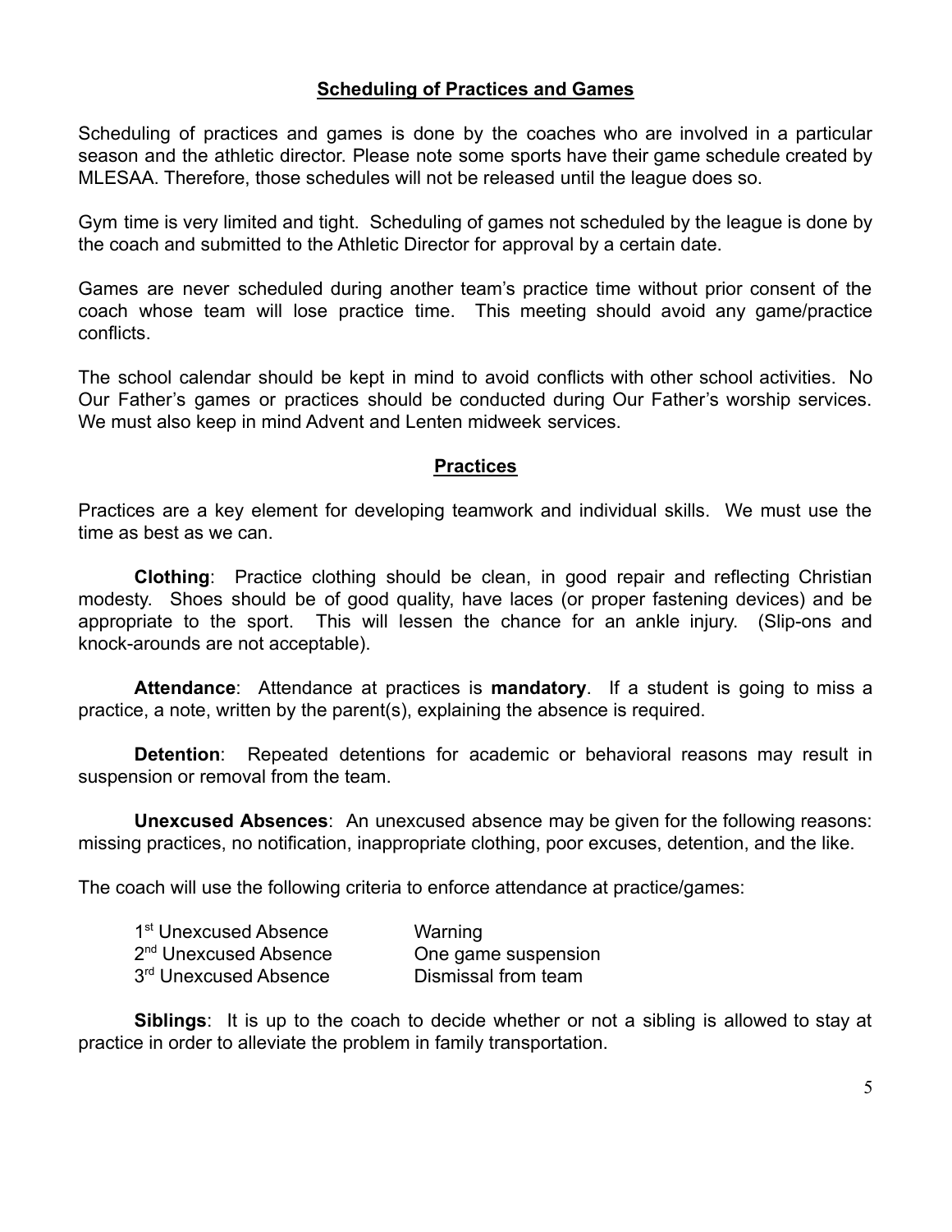## Scheduling of Practices and Games

Scheduling of practices and games is done by the coaches who are involved in a particular season and the athletic director. Please note some sports have their game schedule created by MLESAA. Therefore, those schedules will not be released until the league does so.

Gym time is very limited and tight. Scheduling of games not scheduled by the league is done by the coach and submitted to the Athletic Director for approval by a certain date.

Games are never scheduled during another team's practice time without prior consent of the coach whose team will lose practice time. This meeting should avoid any game/practice conflicts.

The school calendar should be kept in mind to avoid conflicts with other school activities. No Our Father's games or practices should be conducted during Our Father's worship services. We must also keep in mind Advent and Lenten midweek services.

## Practices

Practices are a key element for developing teamwork and individual skills. We must use the time as best as we can.

**Clothing**: Practice clothing should be clean, in good repair and reflecting Christian modesty. Shoes should be of good quality, have laces (or proper fastening devices) and be appropriate to the sport. This will lessen the chance for an ankle injury. (Slip-ons and knock-arounds are not acceptable).

**Attendance**: Attendance at practices is **mandatory**. If a student is going to miss a practice, a note, written by the parent(s), explaining the absence is required.

**Detention**: Repeated detentions for academic or behavioral reasons may result in suspension or removal from the team.

**Unexcused Absences**: An unexcused absence may be given for the following reasons: missing practices, no notification, inappropriate clothing, poor excuses, detention, and the like.

The coach will use the following criteria to enforce attendance at practice/games:

| | |
|---|---|
| 1st Unexcused Absence | Warning |
| 2nd Unexcused Absence | One game suspension |
| 3rd Unexcused Absence | Dismissal from team |

**Siblings**: It is up to the coach to decide whether or not a sibling is allowed to stay at practice in order to alleviate the problem in family transportation.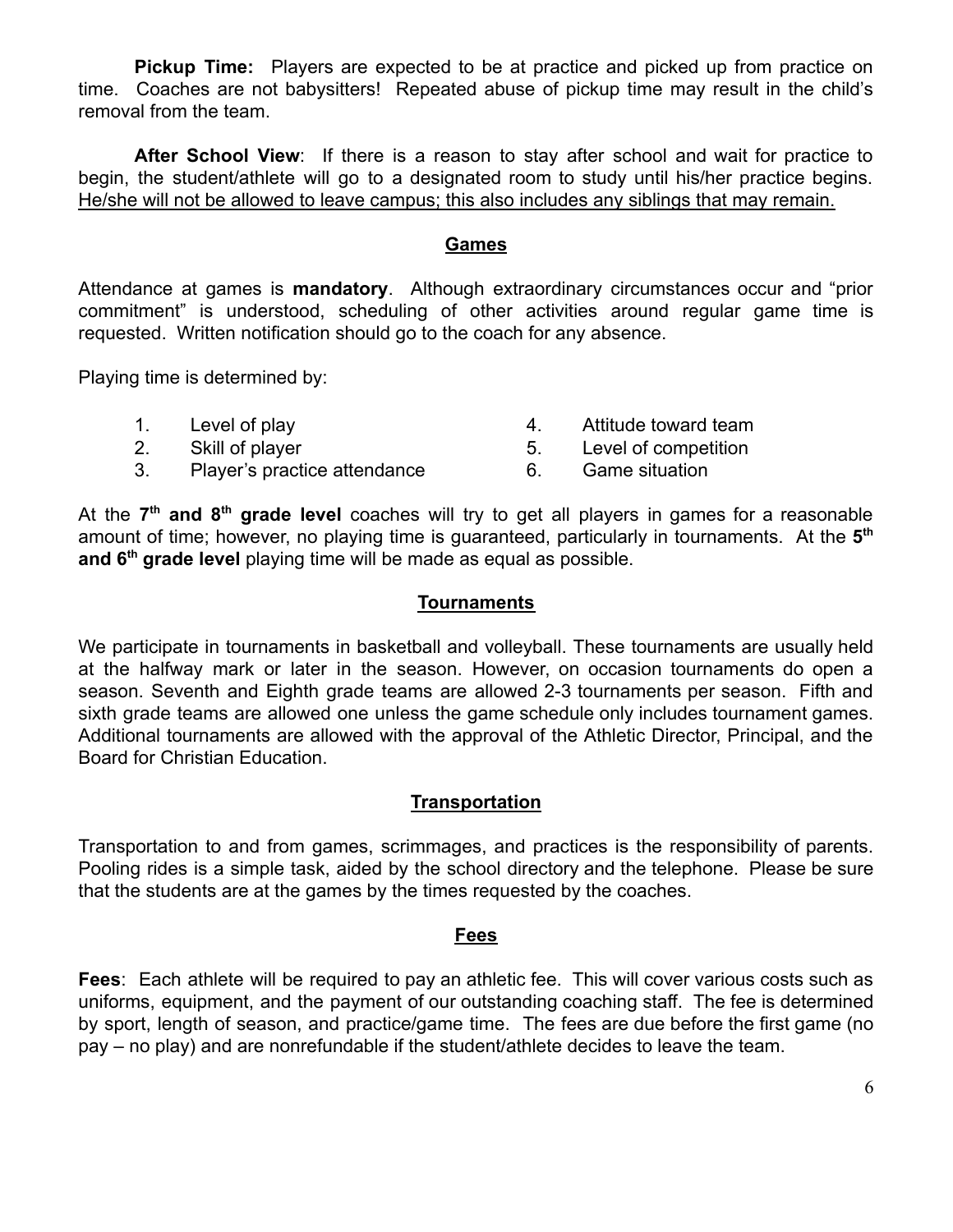**Pickup Time:** Players are expected to be at practice and picked up from practice on time. Coaches are not babysitters! Repeated abuse of pickup time may result in the child's removal from the team.

**After School View**: If there is a reason to stay after school and wait for practice to begin, the student/athlete will go to a designated room to study until his/her practice begins. <u>He/she will not be allowed to leave campus; this also includes any siblings that may remain.</u>

## Games

Attendance at games is **mandatory**. Although extraordinary circumstances occur and "prior commitment" is understood, scheduling of other activities around regular game time is requested. Written notification should go to the coach for any absence.

Playing time is determined by:

1. Level of play
2. Skill of player
3. Player's practice attendance
4. Attitude toward team
5. Level of competition
6. Game situation

At the **7th and 8th grade level** coaches will try to get all players in games for a reasonable amount of time; however, no playing time is guaranteed, particularly in tournaments. At the **5th and 6th grade level** playing time will be made as equal as possible.

## Tournaments

We participate in tournaments in basketball and volleyball. These tournaments are usually held at the halfway mark or later in the season. However, on occasion tournaments do open a season. Seventh and Eighth grade teams are allowed 2-3 tournaments per season. Fifth and sixth grade teams are allowed one unless the game schedule only includes tournament games. Additional tournaments are allowed with the approval of the Athletic Director, Principal, and the Board for Christian Education.

## Transportation

Transportation to and from games, scrimmages, and practices is the responsibility of parents. Pooling rides is a simple task, aided by the school directory and the telephone. Please be sure that the students are at the games by the times requested by the coaches.

## Fees

**Fees**: Each athlete will be required to pay an athletic fee. This will cover various costs such as uniforms, equipment, and the payment of our outstanding coaching staff. The fee is determined by sport, length of season, and practice/game time. The fees are due before the first game (no pay – no play) and are nonrefundable if the student/athlete decides to leave the team.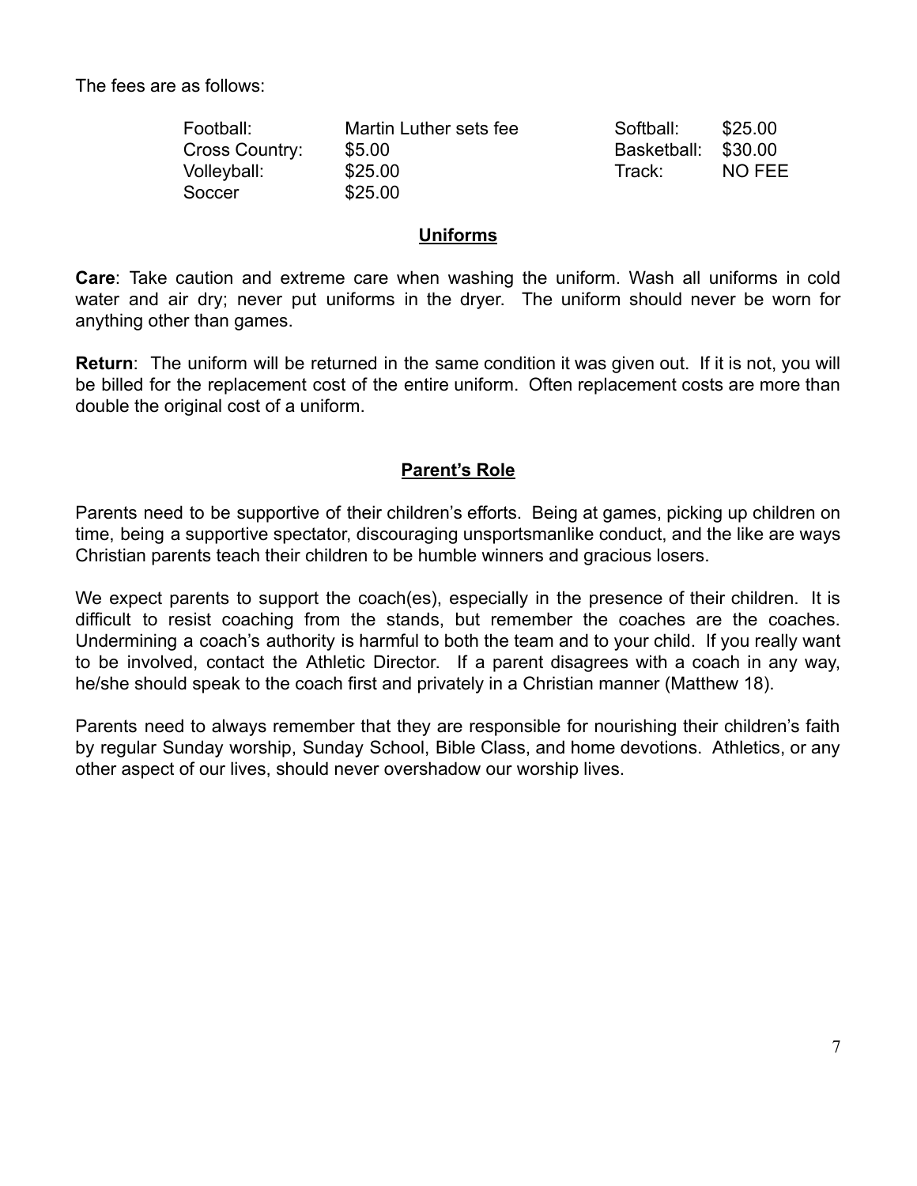The fees are as follows:

| | | | |
|---|---|---|---|
| Football: | Martin Luther sets fee | Softball: | $25.00 |
| Cross Country: | $5.00 | Basketball: | $30.00 |
| Volleyball: | $25.00 | Track: | NO FEE |
| Soccer | $25.00 | | |

## Uniforms

**Care**: Take caution and extreme care when washing the uniform. Wash all uniforms in cold water and air dry; never put uniforms in the dryer. The uniform should never be worn for anything other than games.

**Return**: The uniform will be returned in the same condition it was given out. If it is not, you will be billed for the replacement cost of the entire uniform. Often replacement costs are more than double the original cost of a uniform.

## Parent's Role

Parents need to be supportive of their children's efforts. Being at games, picking up children on time, being a supportive spectator, discouraging unsportsmanlike conduct, and the like are ways Christian parents teach their children to be humble winners and gracious losers.

We expect parents to support the coach(es), especially in the presence of their children. It is difficult to resist coaching from the stands, but remember the coaches are the coaches. Undermining a coach's authority is harmful to both the team and to your child. If you really want to be involved, contact the Athletic Director. If a parent disagrees with a coach in any way, he/she should speak to the coach first and privately in a Christian manner (Matthew 18).

Parents need to always remember that they are responsible for nourishing their children's faith by regular Sunday worship, Sunday School, Bible Class, and home devotions. Athletics, or any other aspect of our lives, should never overshadow our worship lives.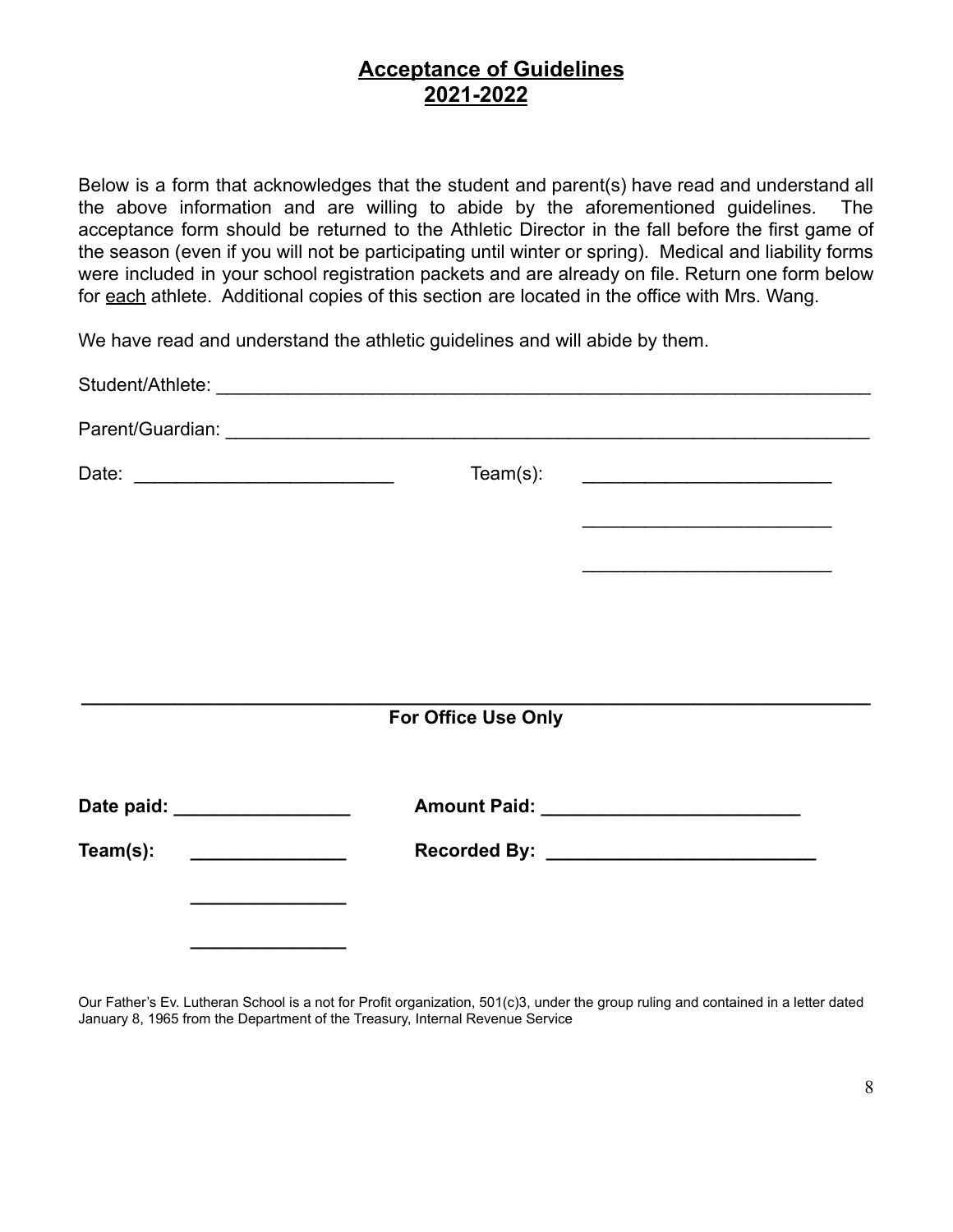# **Acceptance of Guidelines**
# **2021-2022**

Below is a form that acknowledges that the student and parent(s) have read and understand all the above information and are willing to abide by the aforementioned guidelines. The acceptance form should be returned to the Athletic Director in the fall before the first game of the season (even if you will not be participating until winter or spring). Medical and liability forms were included in your school registration packets and are already on file. Return one form below for each athlete. Additional copies of this section are located in the office with Mrs. Wang.

We have read and understand the athletic guidelines and will abide by them.

Student/Athlete: ______________________________________________________________

Parent/Guardian: ______________________________________________________________

Date: _________________________ Team(s): ________________________

________________________

________________________

---

**For Office Use Only**

**Date paid: _________________** **Amount Paid: _________________________**

**Team(s): _______________** **Recorded By: __________________________**

**_______________**

**_______________**

Our Father's Ev. Lutheran School is a not for Profit organization, 501(c)3, under the group ruling and contained in a letter dated January 8, 1965 from the Department of the Treasury, Internal Revenue Service